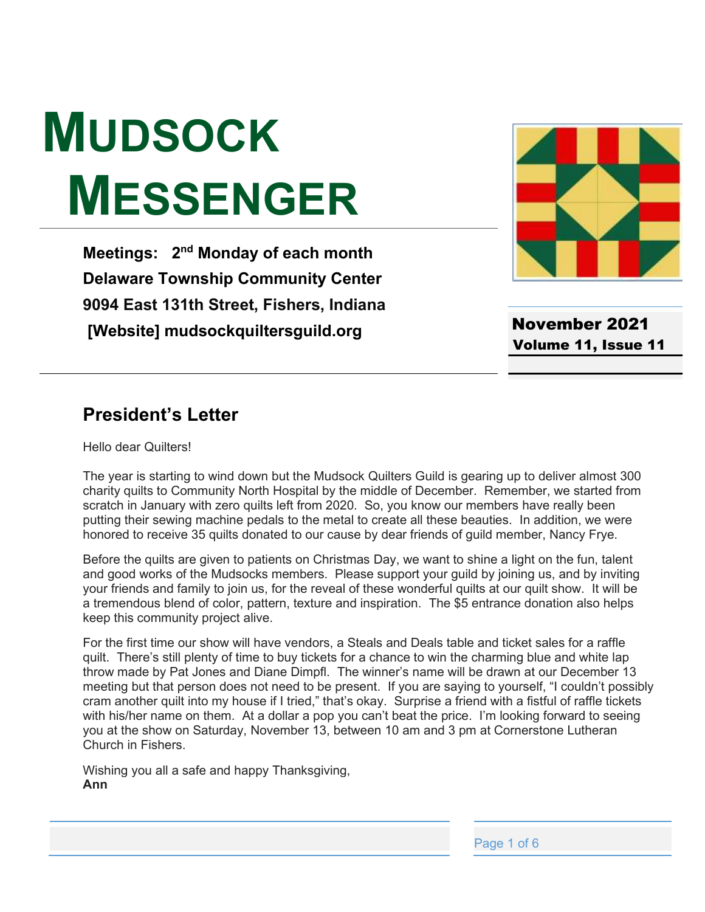# MUDSOCK MESSENGER

**Meetings: 2nd Monday of each month**
**Delaware Township Community Center**
**9094 East 131th Street, Fishers, Indiana**
**[Website] mudsockquiltersguild.org**

**November 2021**
**Volume 11, Issue 11**

## President's Letter

Hello dear Quilters!

The year is starting to wind down but the Mudsock Quilters Guild is gearing up to deliver almost 300 charity quilts to Community North Hospital by the middle of December. Remember, we started from scratch in January with zero quilts left from 2020. So, you know our members have really been putting their sewing machine pedals to the metal to create all these beauties. In addition, we were honored to receive 35 quilts donated to our cause by dear friends of guild member, Nancy Frye.

Before the quilts are given to patients on Christmas Day, we want to shine a light on the fun, talent and good works of the Mudsocks members. Please support your guild by joining us, and by inviting your friends and family to join us, for the reveal of these wonderful quilts at our quilt show. It will be a tremendous blend of color, pattern, texture and inspiration. The $5 entrance donation also helps keep this community project alive.

For the first time our show will have vendors, a Steals and Deals table and ticket sales for a raffle quilt. There's still plenty of time to buy tickets for a chance to win the charming blue and white lap throw made by Pat Jones and Diane Dimpfl. The winner's name will be drawn at our December 13 meeting but that person does not need to be present. If you are saying to yourself, "I couldn't possibly cram another quilt into my house if I tried," that's okay. Surprise a friend with a fistful of raffle tickets with his/her name on them. At a dollar a pop you can't beat the price. I'm looking forward to seeing you at the show on Saturday, November 13, between 10 am and 3 pm at Cornerstone Lutheran Church in Fishers.

Wishing you all a safe and happy Thanksgiving,
**Ann**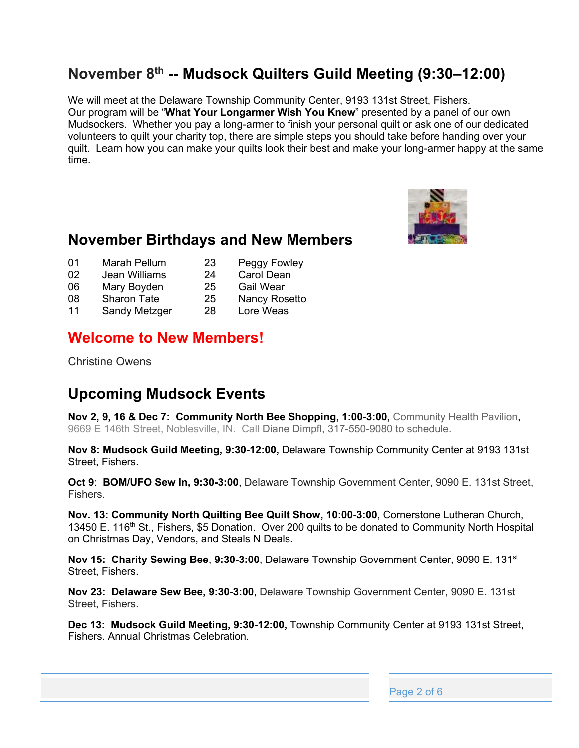## November 8th -- Mudsock Quilters Guild Meeting (9:30–12:00)

We will meet at the Delaware Township Community Center, 9193 131st Street, Fishers.
Our program will be "**What Your Longarmer Wish You Knew**" presented by a panel of our own Mudsockers. Whether you pay a long-armer to finish your personal quilt or ask one of our dedicated volunteers to quilt your charity top, there are simple steps you should take before handing over your quilt. Learn how you can make your quilts look their best and make your long-armer happy at the same time.

## November Birthdays and New Members

| | | | |
|---|---|---|---|
| 01 | Marah Pellum | 23 | Peggy Fowley |
| 02 | Jean Williams | 24 | Carol Dean |
| 06 | Mary Boyden | 25 | Gail Wear |
| 08 | Sharon Tate | 25 | Nancy Rosetto |
| 11 | Sandy Metzger | 28 | Lore Weas |

## Welcome to New Members!

Christine Owens

## Upcoming Mudsock Events

**Nov 2, 9, 16 & Dec 7: Community North Bee Shopping, 1:00-3:00,** Community Health Pavilion, 9669 E 146th Street, Noblesville, IN. Call Diane Dimpfl, 317-550-9080 to schedule.

**Nov 8: Mudsock Guild Meeting, 9:30-12:00,** Delaware Township Community Center at 9193 131st Street, Fishers.

**Oct 9**: **BOM/UFO Sew In, 9:30-3:00**, Delaware Township Government Center, 9090 E. 131st Street, Fishers.

**Nov. 13: Community North Quilting Bee Quilt Show, 10:00-3:00**, Cornerstone Lutheran Church, 13450 E. 116th St., Fishers, $5 Donation. Over 200 quilts to be donated to Community North Hospital on Christmas Day, Vendors, and Steals N Deals.

**Nov 15: Charity Sewing Bee**, **9:30-3:00**, Delaware Township Government Center, 9090 E. 131st Street, Fishers.

**Nov 23: Delaware Sew Bee, 9:30-3:00**, Delaware Township Government Center, 9090 E. 131st Street, Fishers.

**Dec 13: Mudsock Guild Meeting, 9:30-12:00,** Township Community Center at 9193 131st Street, Fishers. Annual Christmas Celebration.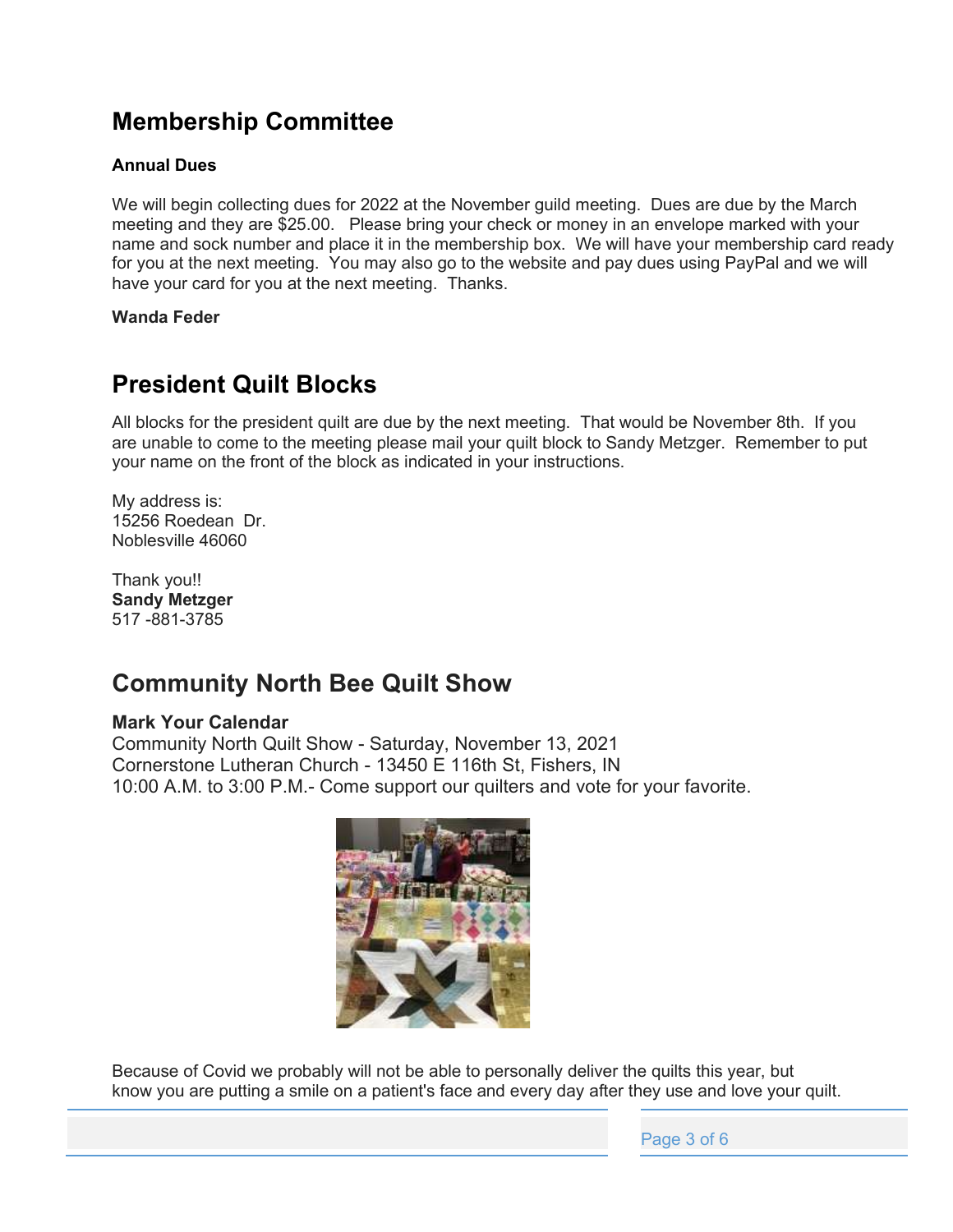## Membership Committee

**Annual Dues**

We will begin collecting dues for 2022 at the November guild meeting.  Dues are due by the March meeting and they are $25.00.   Please bring your check or money in an envelope marked with your name and sock number and place it in the membership box.  We will have your membership card ready for you at the next meeting.  You may also go to the website and pay dues using PayPal and we will have your card for you at the next meeting.  Thanks.

**Wanda Feder**

## President Quilt Blocks

All blocks for the president quilt are due by the next meeting.  That would be November 8th.  If you are unable to come to the meeting please mail your quilt block to Sandy Metzger.  Remember to put your name on the front of the block as indicated in your instructions.

My address is:
15256 Roedean  Dr.
Noblesville 46060

Thank you!!
**Sandy Metzger**
517 -881-3785

## Community North Bee Quilt Show

**Mark Your Calendar**
Community North Quilt Show - Saturday, November 13, 2021
Cornerstone Lutheran Church - 13450 E 116th St, Fishers, IN
10:00 A.M. to 3:00 P.M.- Come support our quilters and vote for your favorite.

Because of Covid we probably will not be able to personally deliver the quilts this year, but know you are putting a smile on a patient's face and every day after they use and love your quilt.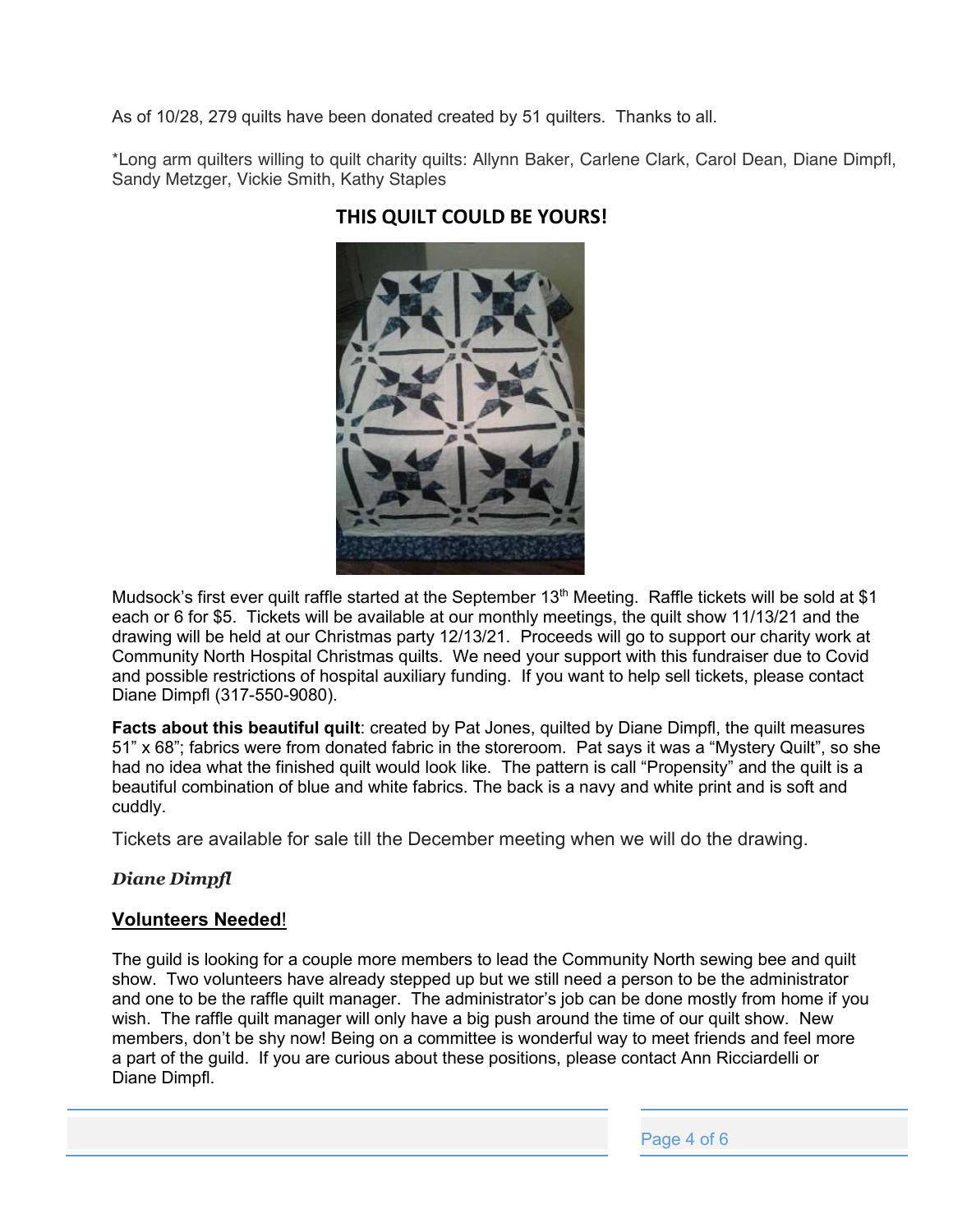As of 10/28, 279 quilts have been donated created by 51 quilters.  Thanks to all.

*Long arm quilters willing to quilt charity quilts: Allynn Baker, Carlene Clark, Carol Dean, Diane Dimpfl, Sandy Metzger, Vickie Smith, Kathy Staples

## THIS QUILT COULD BE YOURS!

Mudsock's first ever quilt raffle started at the September 13th Meeting.  Raffle tickets will be sold at $1 each or 6 for $5.  Tickets will be available at our monthly meetings, the quilt show 11/13/21 and the drawing will be held at our Christmas party 12/13/21.  Proceeds will go to support our charity work at Community North Hospital Christmas quilts.  We need your support with this fundraiser due to Covid and possible restrictions of hospital auxiliary funding.  If you want to help sell tickets, please contact Diane Dimpfl (317-550-9080).

**Facts about this beautiful quilt**: created by Pat Jones, quilted by Diane Dimpfl, the quilt measures 51" x 68"; fabrics were from donated fabric in the storeroom.  Pat says it was a "Mystery Quilt", so she had no idea what the finished quilt would look like.  The pattern is call "Propensity" and the quilt is a beautiful combination of blue and white fabrics. The back is a navy and white print and is soft and cuddly.

Tickets are available for sale till the December meeting when we will do the drawing.

***Diane Dimpfl***

**Volunteers Needed**!

The guild is looking for a couple more members to lead the Community North sewing bee and quilt show.  Two volunteers have already stepped up but we still need a person to be the administrator and one to be the raffle quilt manager.  The administrator's job can be done mostly from home if you wish.  The raffle quilt manager will only have a big push around the time of our quilt show.  New members, don't be shy now! Being on a committee is wonderful way to meet friends and feel more a part of the guild.  If you are curious about these positions, please contact Ann Ricciardelli or Diane Dimpfl.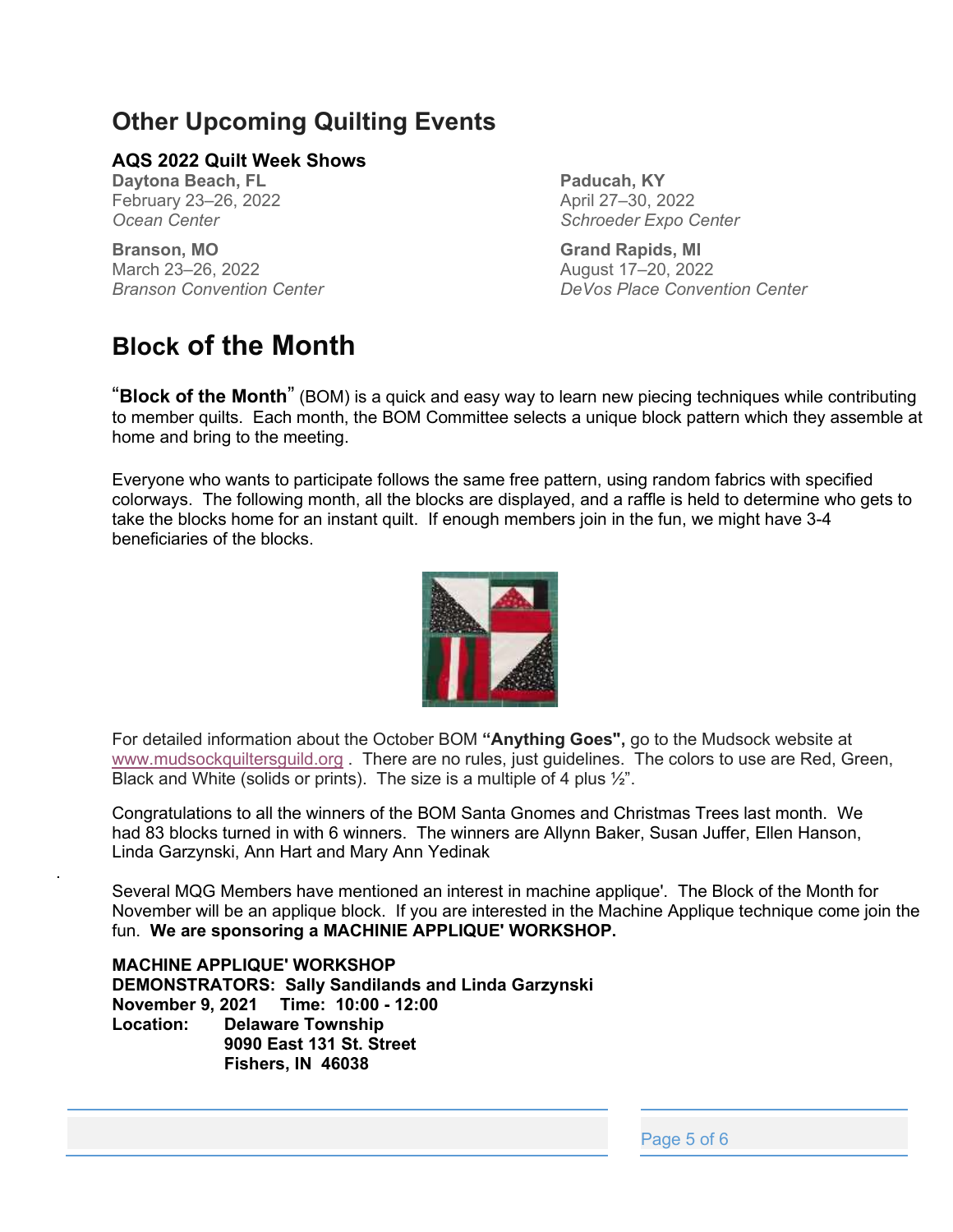## Other Upcoming Quilting Events

### AQS 2022 Quilt Week Shows

**Daytona Beach, FL**
February 23–26, 2022
*Ocean Center*

**Branson, MO**
March 23–26, 2022
*Branson Convention Center*

**Paducah, KY**
April 27–30, 2022
*Schroeder Expo Center*

**Grand Rapids, MI**
August 17–20, 2022
*DeVos Place Convention Center*

## Block of the Month

"**Block of the Month**" (BOM) is a quick and easy way to learn new piecing techniques while contributing to member quilts. Each month, the BOM Committee selects a unique block pattern which they assemble at home and bring to the meeting.

Everyone who wants to participate follows the same free pattern, using random fabrics with specified colorways. The following month, all the blocks are displayed, and a raffle is held to determine who gets to take the blocks home for an instant quilt. If enough members join in the fun, we might have 3-4 beneficiaries of the blocks.

For detailed information about the October BOM **"Anything Goes",** go to the Mudsock website at www.mudsockquiltersguild.org . There are no rules, just guidelines. The colors to use are Red, Green, Black and White (solids or prints). The size is a multiple of 4 plus ½".

Congratulations to all the winners of the BOM Santa Gnomes and Christmas Trees last month. We had 83 blocks turned in with 6 winners. The winners are Allynn Baker, Susan Juffer, Ellen Hanson, Linda Garzynski, Ann Hart and Mary Ann Yedinak

Several MQG Members have mentioned an interest in machine applique'. The Block of the Month for November will be an applique block. If you are interested in the Machine Applique technique come join the fun. **We are sponsoring a MACHINIE APPLIQUE' WORKSHOP.**

**MACHINE APPLIQUE' WORKSHOP**
**DEMONSTRATORS: Sally Sandilands and Linda Garzynski**
**November 9, 2021 Time: 10:00 - 12:00**
**Location: Delaware Township**
**9090 East 131 St. Street**
**Fishers, IN 46038**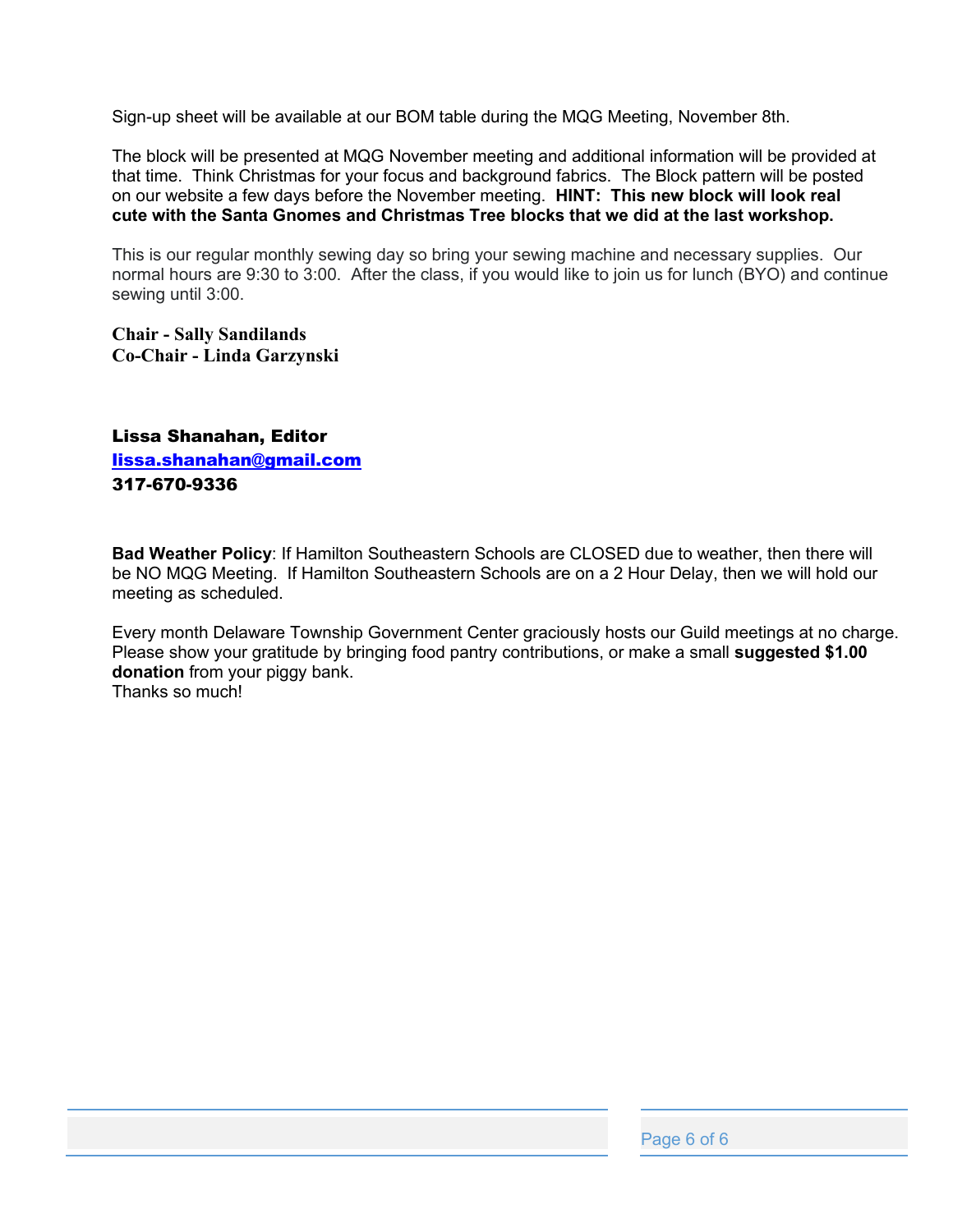Sign-up sheet will be available at our BOM table during the MQG Meeting, November 8th.

The block will be presented at MQG November meeting and additional information will be provided at that time. Think Christmas for your focus and background fabrics. The Block pattern will be posted on our website a few days before the November meeting. **HINT: This new block will look real cute with the Santa Gnomes and Christmas Tree blocks that we did at the last workshop.**

This is our regular monthly sewing day so bring your sewing machine and necessary supplies. Our normal hours are 9:30 to 3:00. After the class, if you would like to join us for lunch (BYO) and continue sewing until 3:00.

**Chair - Sally Sandilands**
**Co-Chair - Linda Garzynski**

**Lissa Shanahan, Editor**
**[lissa.shanahan@gmail.com](mailto:lissa.shanahan@gmail.com)**
**317-670-9336**

**Bad Weather Policy**: If Hamilton Southeastern Schools are CLOSED due to weather, then there will be NO MQG Meeting. If Hamilton Southeastern Schools are on a 2 Hour Delay, then we will hold our meeting as scheduled.

Every month Delaware Township Government Center graciously hosts our Guild meetings at no charge. Please show your gratitude by bringing food pantry contributions, or make a small **suggested $1.00 donation** from your piggy bank.
Thanks so much!